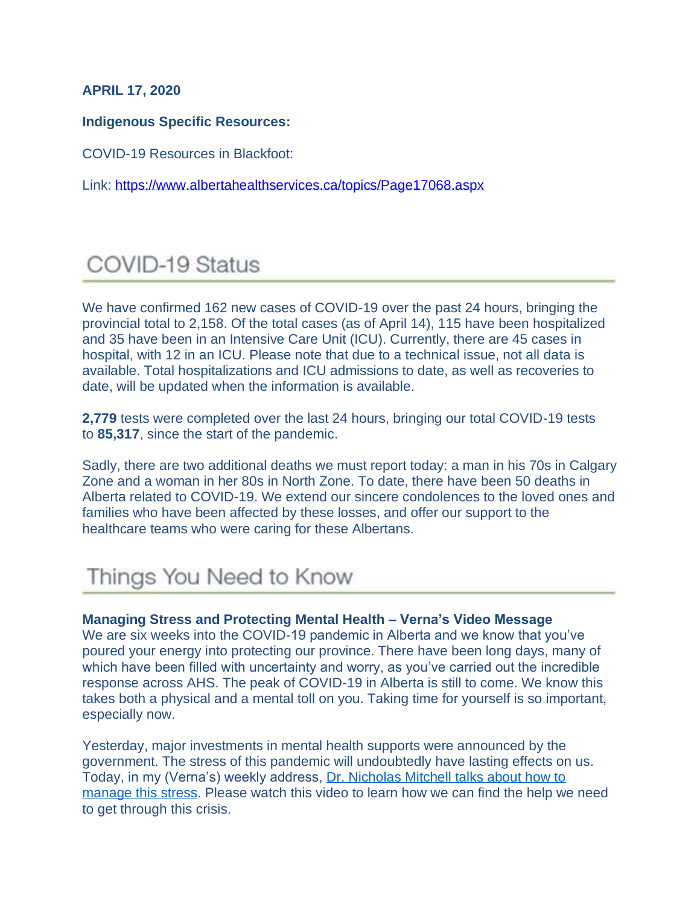**APRIL 17, 2020**

**Indigenous Specific Resources:**

COVID-19 Resources in Blackfoot:

Link: [https://www.albertahealthservices.ca/topics/Page17068.aspx](https://www.albertahealthservices.ca/topics/Page17068.aspx)

## COVID-19 Status

We have confirmed 162 new cases of COVID-19 over the past 24 hours, bringing the provincial total to 2,158. Of the total cases (as of April 14), 115 have been hospitalized and 35 have been in an Intensive Care Unit (ICU). Currently, there are 45 cases in hospital, with 12 in an ICU. Please note that due to a technical issue, not all data is available. Total hospitalizations and ICU admissions to date, as well as recoveries to date, will be updated when the information is available.

**2,779** tests were completed over the last 24 hours, bringing our total COVID-19 tests to **85,317**, since the start of the pandemic.

Sadly, there are two additional deaths we must report today: a man in his 70s in Calgary Zone and a woman in her 80s in North Zone. To date, there have been 50 deaths in Alberta related to COVID-19. We extend our sincere condolences to the loved ones and families who have been affected by these losses, and offer our support to the healthcare teams who were caring for these Albertans.

## Things You Need to Know

**Managing Stress and Protecting Mental Health – Verna's Video Message**
We are six weeks into the COVID-19 pandemic in Alberta and we know that you've poured your energy into protecting our province. There have been long days, many of which have been filled with uncertainty and worry, as you've carried out the incredible response across AHS. The peak of COVID-19 in Alberta is still to come. We know this takes both a physical and a mental toll on you. Taking time for yourself is so important, especially now.

Yesterday, major investments in mental health supports were announced by the government. The stress of this pandemic will undoubtedly have lasting effects on us. Today, in my (Verna's) weekly address, Dr. Nicholas Mitchell talks about how to manage this stress. Please watch this video to learn how we can find the help we need to get through this crisis.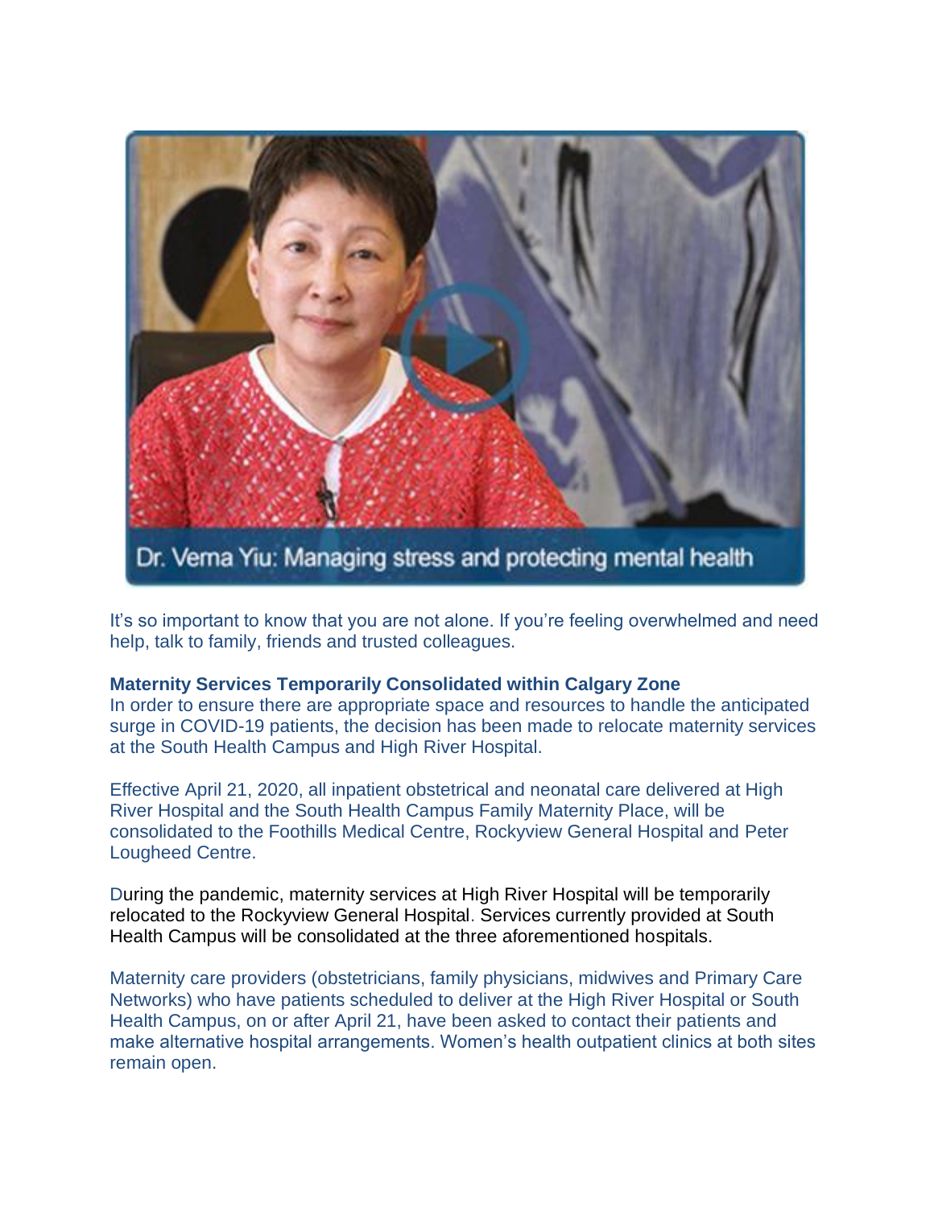Dr. Verna Yiu: Managing stress and protecting mental health

It's so important to know that you are not alone. If you're feeling overwhelmed and need help, talk to family, friends and trusted colleagues.

**Maternity Services Temporarily Consolidated within Calgary Zone**

In order to ensure there are appropriate space and resources to handle the anticipated surge in COVID-19 patients, the decision has been made to relocate maternity services at the South Health Campus and High River Hospital.

Effective April 21, 2020, all inpatient obstetrical and neonatal care delivered at High River Hospital and the South Health Campus Family Maternity Place, will be consolidated to the Foothills Medical Centre, Rockyview General Hospital and Peter Lougheed Centre.

During the pandemic, maternity services at High River Hospital will be temporarily relocated to the Rockyview General Hospital. Services currently provided at South Health Campus will be consolidated at the three aforementioned hospitals.

Maternity care providers (obstetricians, family physicians, midwives and Primary Care Networks) who have patients scheduled to deliver at the High River Hospital or South Health Campus, on or after April 21, have been asked to contact their patients and make alternative hospital arrangements. Women's health outpatient clinics at both sites remain open.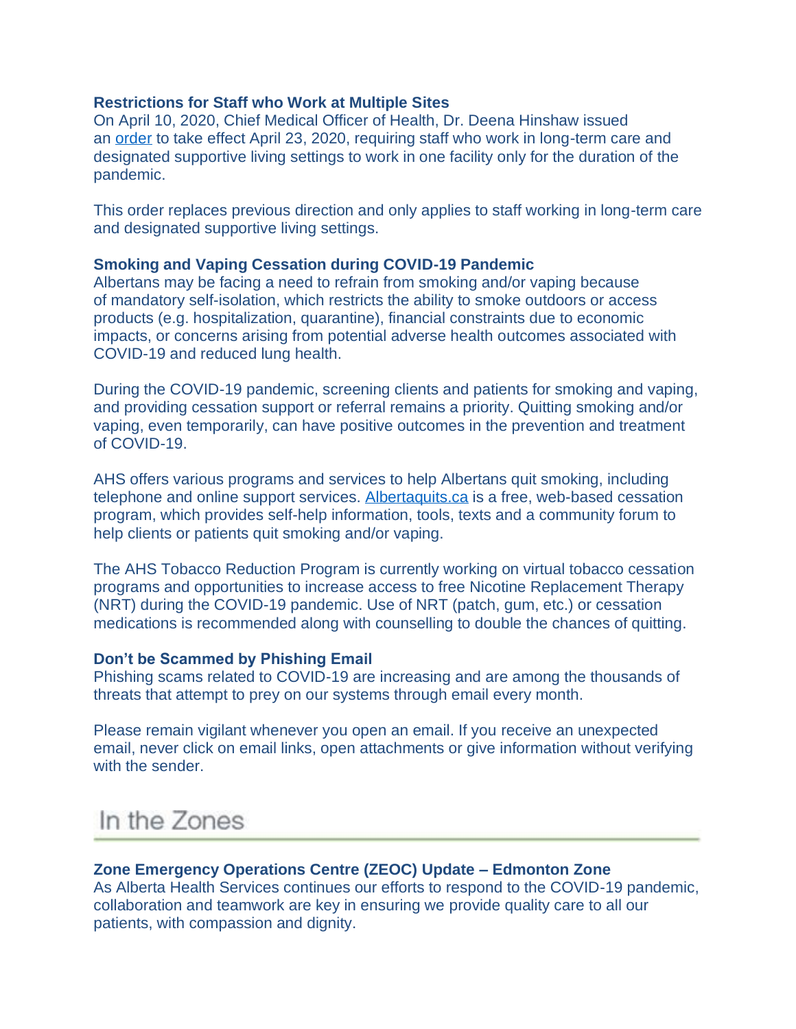### Restrictions for Staff who Work at Multiple Sites

On April 10, 2020, Chief Medical Officer of Health, Dr. Deena Hinshaw issued an order to take effect April 23, 2020, requiring staff who work in long-term care and designated supportive living settings to work in one facility only for the duration of the pandemic.

This order replaces previous direction and only applies to staff working in long-term care and designated supportive living settings.

### Smoking and Vaping Cessation during COVID-19 Pandemic

Albertans may be facing a need to refrain from smoking and/or vaping because of mandatory self-isolation, which restricts the ability to smoke outdoors or access products (e.g. hospitalization, quarantine), financial constraints due to economic impacts, or concerns arising from potential adverse health outcomes associated with COVID-19 and reduced lung health.

During the COVID-19 pandemic, screening clients and patients for smoking and vaping, and providing cessation support or referral remains a priority. Quitting smoking and/or vaping, even temporarily, can have positive outcomes in the prevention and treatment of COVID-19.

AHS offers various programs and services to help Albertans quit smoking, including telephone and online support services. Albertaquits.ca is a free, web-based cessation program, which provides self-help information, tools, texts and a community forum to help clients or patients quit smoking and/or vaping.

The AHS Tobacco Reduction Program is currently working on virtual tobacco cessation programs and opportunities to increase access to free Nicotine Replacement Therapy (NRT) during the COVID-19 pandemic. Use of NRT (patch, gum, etc.) or cessation medications is recommended along with counselling to double the chances of quitting.

### Don't be Scammed by Phishing Email

Phishing scams related to COVID-19 are increasing and are among the thousands of threats that attempt to prey on our systems through email every month.

Please remain vigilant whenever you open an email. If you receive an unexpected email, never click on email links, open attachments or give information without verifying with the sender.

## In the Zones

### Zone Emergency Operations Centre (ZEOC) Update – Edmonton Zone

As Alberta Health Services continues our efforts to respond to the COVID-19 pandemic, collaboration and teamwork are key in ensuring we provide quality care to all our patients, with compassion and dignity.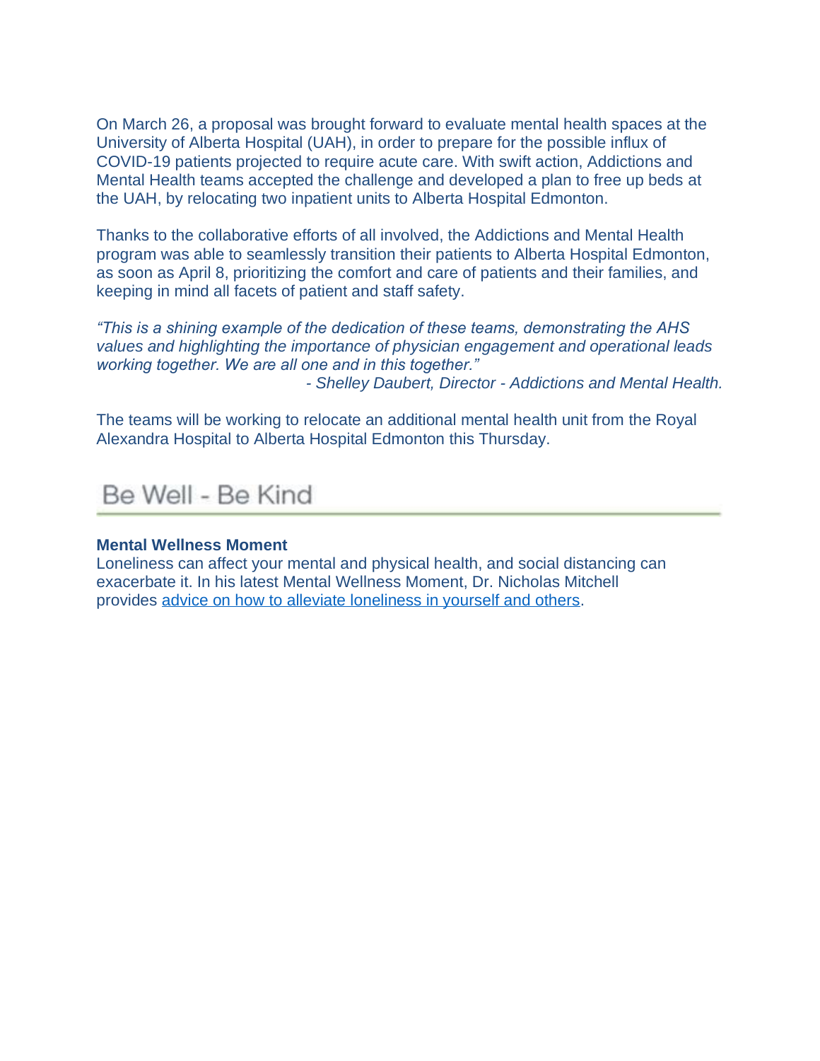On March 26, a proposal was brought forward to evaluate mental health spaces at the University of Alberta Hospital (UAH), in order to prepare for the possible influx of COVID-19 patients projected to require acute care. With swift action, Addictions and Mental Health teams accepted the challenge and developed a plan to free up beds at the UAH, by relocating two inpatient units to Alberta Hospital Edmonton.

Thanks to the collaborative efforts of all involved, the Addictions and Mental Health program was able to seamlessly transition their patients to Alberta Hospital Edmonton, as soon as April 8, prioritizing the comfort and care of patients and their families, and keeping in mind all facets of patient and staff safety.

*"This is a shining example of the dedication of these teams, demonstrating the AHS values and highlighting the importance of physician engagement and operational leads working together. We are all one and in this together."*

*- Shelley Daubert, Director - Addictions and Mental Health.*

The teams will be working to relocate an additional mental health unit from the Royal Alexandra Hospital to Alberta Hospital Edmonton this Thursday.

## Be Well - Be Kind

**Mental Wellness Moment**

Loneliness can affect your mental and physical health, and social distancing can exacerbate it. In his latest Mental Wellness Moment, Dr. Nicholas Mitchell provides advice on how to alleviate loneliness in yourself and others.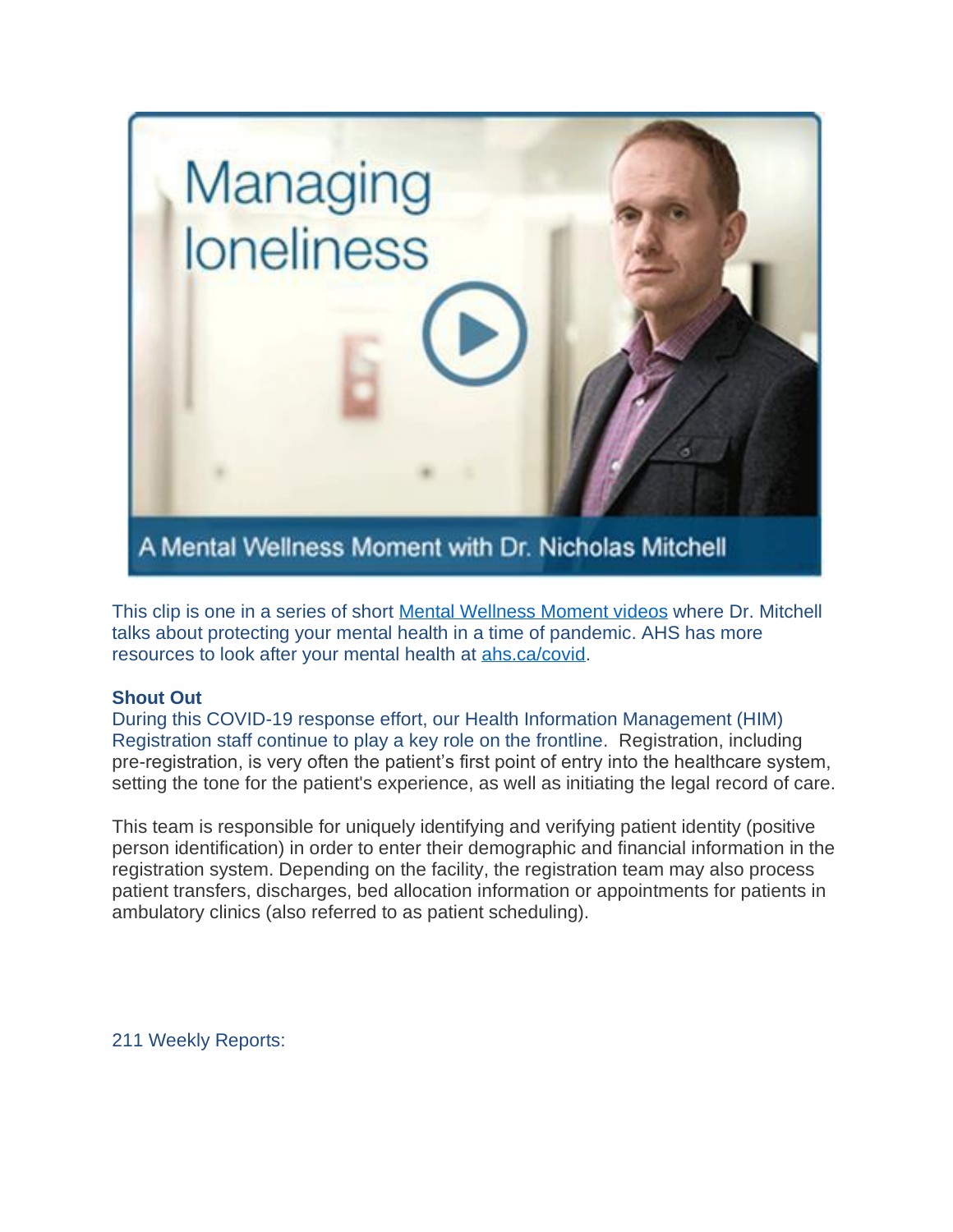This clip is one in a series of short Mental Wellness Moment videos where Dr. Mitchell talks about protecting your mental health in a time of pandemic. AHS has more resources to look after your mental health at ahs.ca/covid.

**Shout Out**

During this COVID-19 response effort, our Health Information Management (HIM) Registration staff continue to play a key role on the frontline. Registration, including pre-registration, is very often the patient's first point of entry into the healthcare system, setting the tone for the patient's experience, as well as initiating the legal record of care.

This team is responsible for uniquely identifying and verifying patient identity (positive person identification) in order to enter their demographic and financial information in the registration system. Depending on the facility, the registration team may also process patient transfers, discharges, bed allocation information or appointments for patients in ambulatory clinics (also referred to as patient scheduling).

211 Weekly Reports: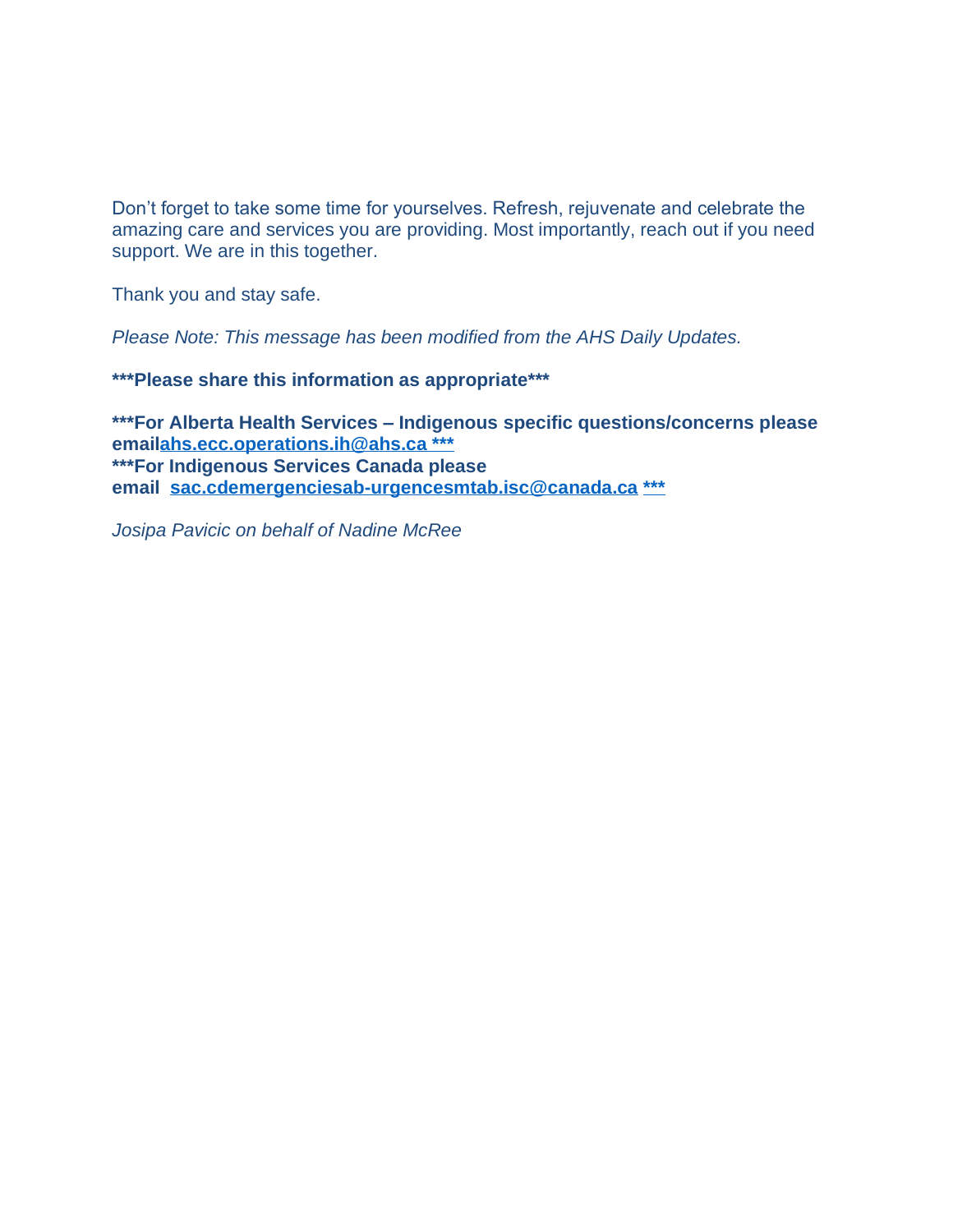Don’t forget to take some time for yourselves. Refresh, rejuvenate and celebrate the amazing care and services you are providing. Most importantly, reach out if you need support. We are in this together.

Thank you and stay safe.

*Please Note: This message has been modified from the AHS Daily Updates.*

**\*\*\*Please share this information as appropriate\*\*\***

**\*\*\*For Alberta Health Services – Indigenous specific questions/concerns please emailahs.ecc.operations.ih@ahs.ca \*\*\***
**\*\*\*For Indigenous Services Canada please email sac.cdemergenciesab-urgencesmtab.isc@canada.ca \*\*\***

*Josipa Pavicic on behalf of Nadine McRee*